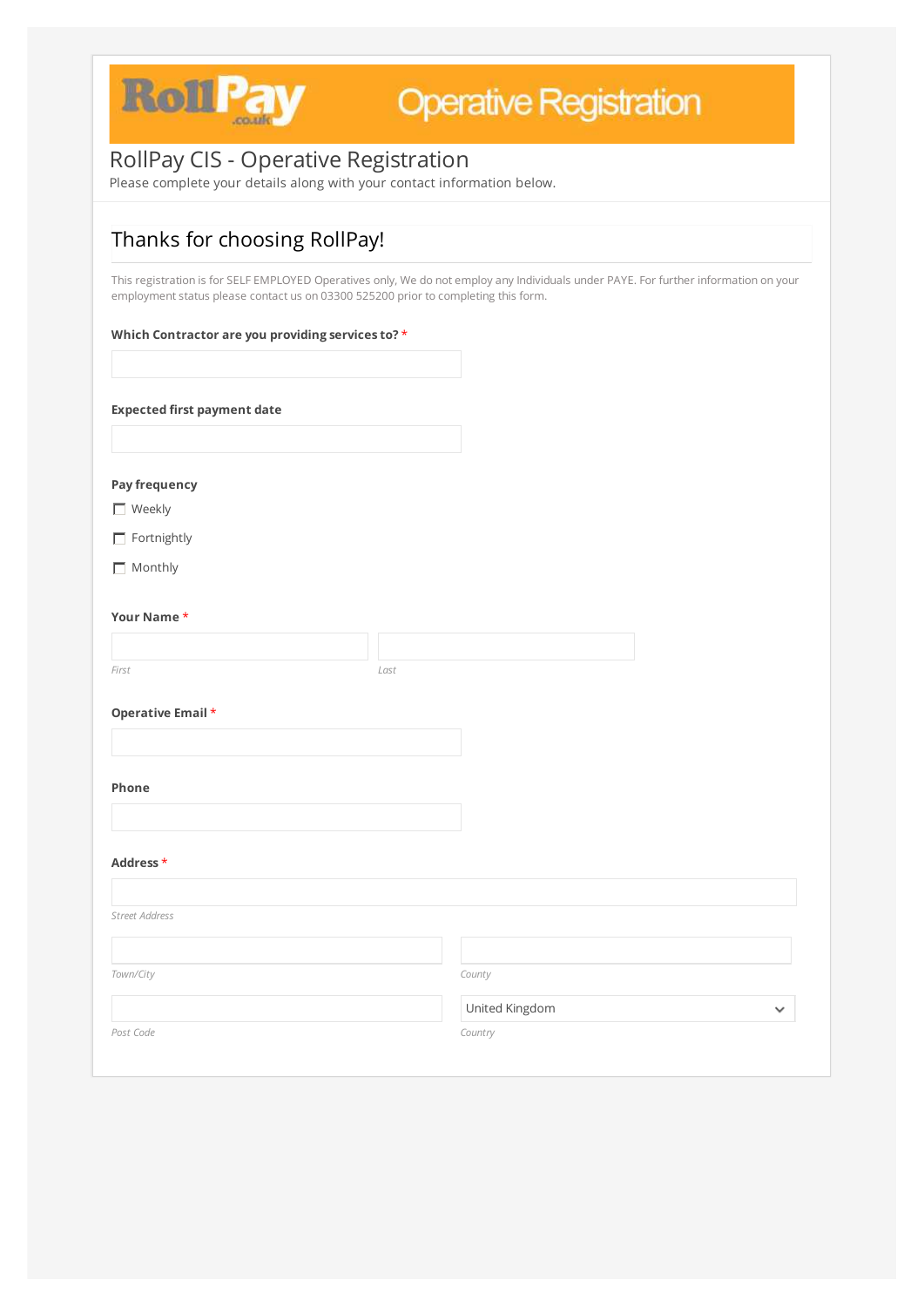RollPay .co.uk Operative Registration

# RollPay CIS - Operative Registration

Please complete your details along with your contact information below.

## Thanks for choosing RollPay!

This registration is for SELF EMPLOYED Operatives only, We do not employ any Individuals under PAYE. For further information on your employment status please contact us on 03300 525200 prior to completing this form.

**Which Contractor are you providing services to?** *

**Expected first payment date**

**Pay frequency**

- [ ] Weekly
- [ ] Fortnightly
- [ ] Monthly

**Your Name** *

*First*

*Last*

**Operative Email** *

**Phone**

**Address** *

*Street Address*

*Town/City*

*County*

*Post Code*

United Kingdom

*Country*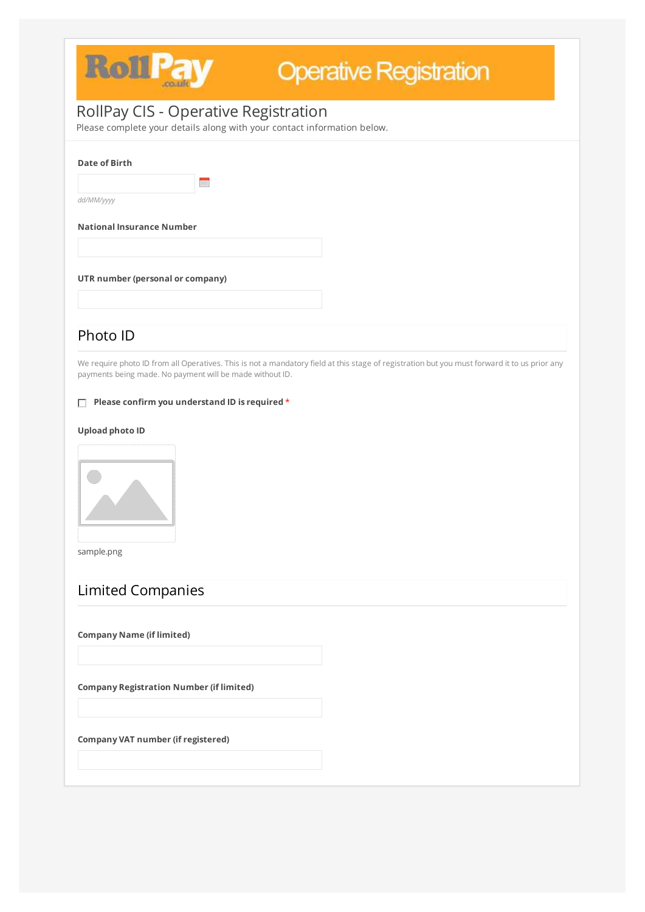RollPay.co.uk Operative Registration

# RollPay CIS - Operative Registration

Please complete your details along with your contact information below.

**Date of Birth**

dd/MM/yyyy

**National Insurance Number**

**UTR number (personal or company)**

## Photo ID

We require photo ID from all Operatives. This is not a mandatory field at this stage of registration but you must forward it to us prior any payments being made. No payment will be made without ID.

- [ ] **Please confirm you understand ID is required** *

**Upload photo ID**

sample.png

## Limited Companies

**Company Name (if limited)**

**Company Registration Number (if limited)**

**Company VAT number (if registered)**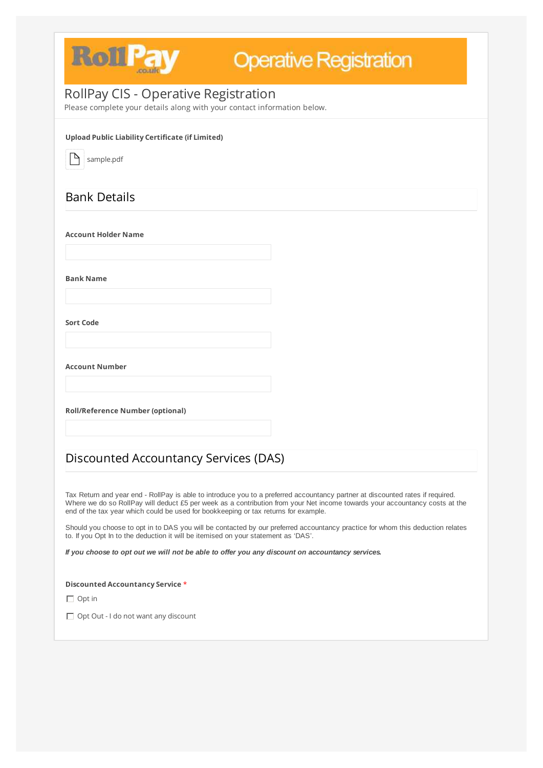# RollPay Operative Registration

## RollPay CIS - Operative Registration

Please complete your details along with your contact information below.

**Upload Public Liability Certificate (if Limited)**

sample.pdf

## Bank Details

**Account Holder Name**

**Bank Name**

**Sort Code**

**Account Number**

**Roll/Reference Number (optional)**

## Discounted Accountancy Services (DAS)

Tax Return and year end - RollPay is able to introduce you to a preferred accountancy partner at discounted rates if required. Where we do so RollPay will deduct £5 per week as a contribution from your Net income towards your accountancy costs at the end of the tax year which could be used for bookkeeping or tax returns for example.

Should you choose to opt in to DAS you will be contacted by our preferred accountancy practice for whom this deduction relates to. If you Opt In to the deduction it will be itemised on your statement as 'DAS'.

***If you choose to opt out we will not be able to offer you any discount on accountancy services.***

**Discounted Accountancy Service** *

- [ ] Opt in
- [ ] Opt Out - I do not want any discount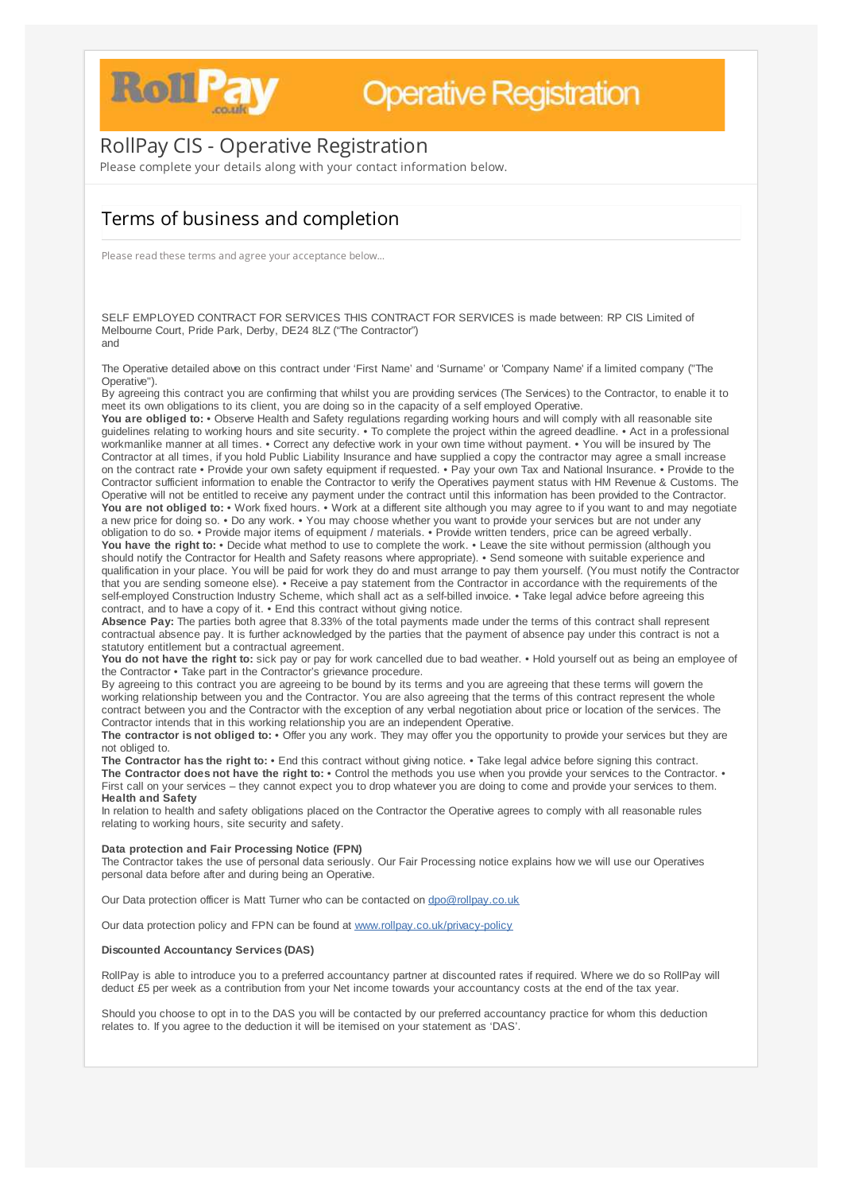# RollPay CIS - Operative Registration

Please complete your details along with your contact information below.

## Terms of business and completion

Please read these terms and agree your acceptance below...

SELF EMPLOYED CONTRACT FOR SERVICES THIS CONTRACT FOR SERVICES is made between: RP CIS Limited of Melbourne Court, Pride Park, Derby, DE24 8LZ ("The Contractor")
and

The Operative detailed above on this contract under 'First Name' and 'Surname' or 'Company Name' if a limited company ("The Operative").
By agreeing this contract you are confirming that whilst you are providing services (The Services) to the Contractor, to enable it to meet its own obligations to its client, you are doing so in the capacity of a self employed Operative.
**You are obliged to:** • Observe Health and Safety regulations regarding working hours and will comply with all reasonable site guidelines relating to working hours and site security. • To complete the project within the agreed deadline. • Act in a professional workmanlike manner at all times. • Correct any defective work in your own time without payment. • You will be insured by The Contractor at all times, if you hold Public Liability Insurance and have supplied a copy the contractor may agree a small increase on the contract rate • Provide your own safety equipment if requested. • Pay your own Tax and National Insurance. • Provide to the Contractor sufficient information to enable the Contractor to verify the Operatives payment status with HM Revenue & Customs. The Operative will not be entitled to receive any payment under the contract until this information has been provided to the Contractor.
**You are not obliged to:** • Work fixed hours. • Work at a different site although you may agree to if you want to and may negotiate a new price for doing so. • Do any work. • You may choose whether you want to provide your services but are not under any obligation to do so. • Provide major items of equipment / materials. • Provide written tenders, price can be agreed verbally.
**You have the right to:** • Decide what method to use to complete the work. • Leave the site without permission (although you should notify the Contractor for Health and Safety reasons where appropriate). • Send someone with suitable experience and qualification in your place. You will be paid for work they do and must arrange to pay them yourself. (You must notify the Contractor that you are sending someone else). • Receive a pay statement from the Contractor in accordance with the requirements of the self-employed Construction Industry Scheme, which shall act as a self-billed invoice. • Take legal advice before agreeing this contract, and to have a copy of it. • End this contract without giving notice.
**Absence Pay:** The parties both agree that 8.33% of the total payments made under the terms of this contract shall represent contractual absence pay. It is further acknowledged by the parties that the payment of absence pay under this contract is not a statutory entitlement but a contractual agreement.
**You do not have the right to:** sick pay or pay for work cancelled due to bad weather. • Hold yourself out as being an employee of the Contractor • Take part in the Contractor's grievance procedure.
By agreeing to this contract you are agreeing to be bound by its terms and you are agreeing that these terms will govern the working relationship between you and the Contractor. You are also agreeing that the terms of this contract represent the whole contract between you and the Contractor with the exception of any verbal negotiation about price or location of the services. The Contractor intends that in this working relationship you are an independent Operative.
**The contractor is not obliged to:** • Offer you any work. They may offer you the opportunity to provide your services but they are not obliged to.
**The Contractor has the right to:** • End this contract without giving notice. • Take legal advice before signing this contract.
**The Contractor does not have the right to:** • Control the methods you use when you provide your services to the Contractor. • First call on your services – they cannot expect you to drop whatever you are doing to come and provide your services to them.
**Health and Safety**
In relation to health and safety obligations placed on the Contractor the Operative agrees to comply with all reasonable rules relating to working hours, site security and safety.

**Data protection and Fair Processing Notice (FPN)**
The Contractor takes the use of personal data seriously. Our Fair Processing notice explains how we will use our Operatives personal data before after and during being an Operative.

Our Data protection officer is Matt Turner who can be contacted on dpo@rollpay.co.uk

Our data protection policy and FPN can be found at www.rollpay.co.uk/privacy-policy

**Discounted Accountancy Services (DAS)**

RollPay is able to introduce you to a preferred accountancy partner at discounted rates if required. Where we do so RollPay will deduct £5 per week as a contribution from your Net income towards your accountancy costs at the end of the tax year.

Should you choose to opt in to the DAS you will be contacted by our preferred accountancy practice for whom this deduction relates to. If you agree to the deduction it will be itemised on your statement as 'DAS'.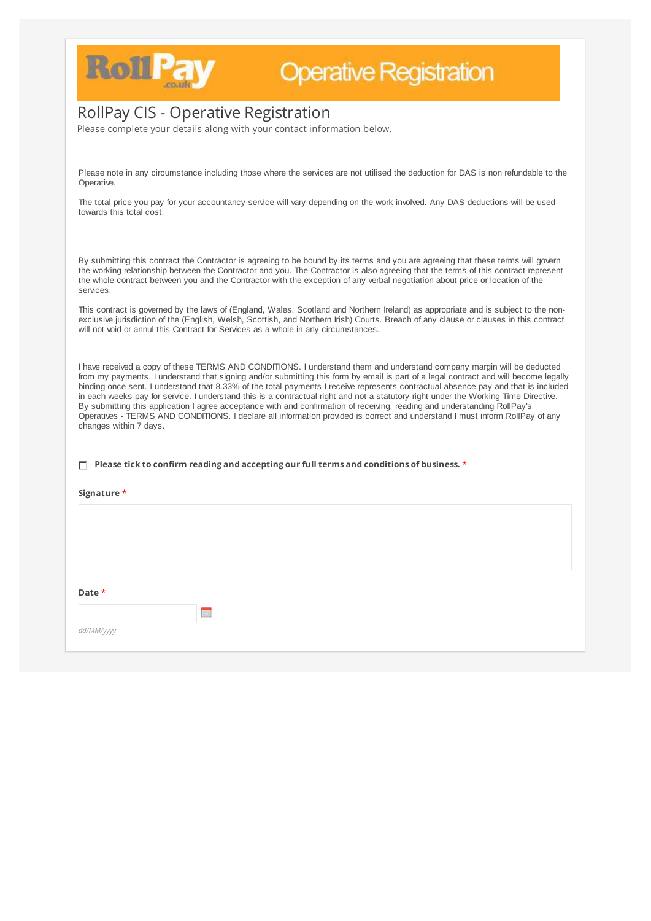RollPay

.co.uk

Operative Registration

# RollPay CIS - Operative Registration

Please complete your details along with your contact information below.

Please note in any circumstance including those where the services are not utilised the deduction for DAS is non refundable to the Operative.

The total price you pay for your accountancy service will vary depending on the work involved. Any DAS deductions will be used towards this total cost.

By submitting this contract the Contractor is agreeing to be bound by its terms and you are agreeing that these terms will govern the working relationship between the Contractor and you. The Contractor is also agreeing that the terms of this contract represent the whole contract between you and the Contractor with the exception of any verbal negotiation about price or location of the services.

This contract is governed by the laws of (England, Wales, Scotland and Northern Ireland) as appropriate and is subject to the non-exclusive jurisdiction of the (English, Welsh, Scottish, and Northern Irish) Courts. Breach of any clause or clauses in this contract will not void or annul this Contract for Services as a whole in any circumstances.

I have received a copy of these TERMS AND CONDITIONS. I understand them and understand company margin will be deducted from my payments. I understand that signing and/or submitting this form by email is part of a legal contract and will become legally binding once sent. I understand that 8.33% of the total payments I receive represents contractual absence pay and that is included in each weeks pay for service. I understand this is a contractual right and not a statutory right under the Working Time Directive. By submitting this application I agree acceptance with and confirmation of receiving, reading and understanding RollPay's Operatives - TERMS AND CONDITIONS. I declare all information provided is correct and understand I must inform RollPay of any changes within 7 days.

☐ **Please tick to confirm reading and accepting our full terms and conditions of business.** *

**Signature** *

**Date** *

*dd/MM/yyyy*